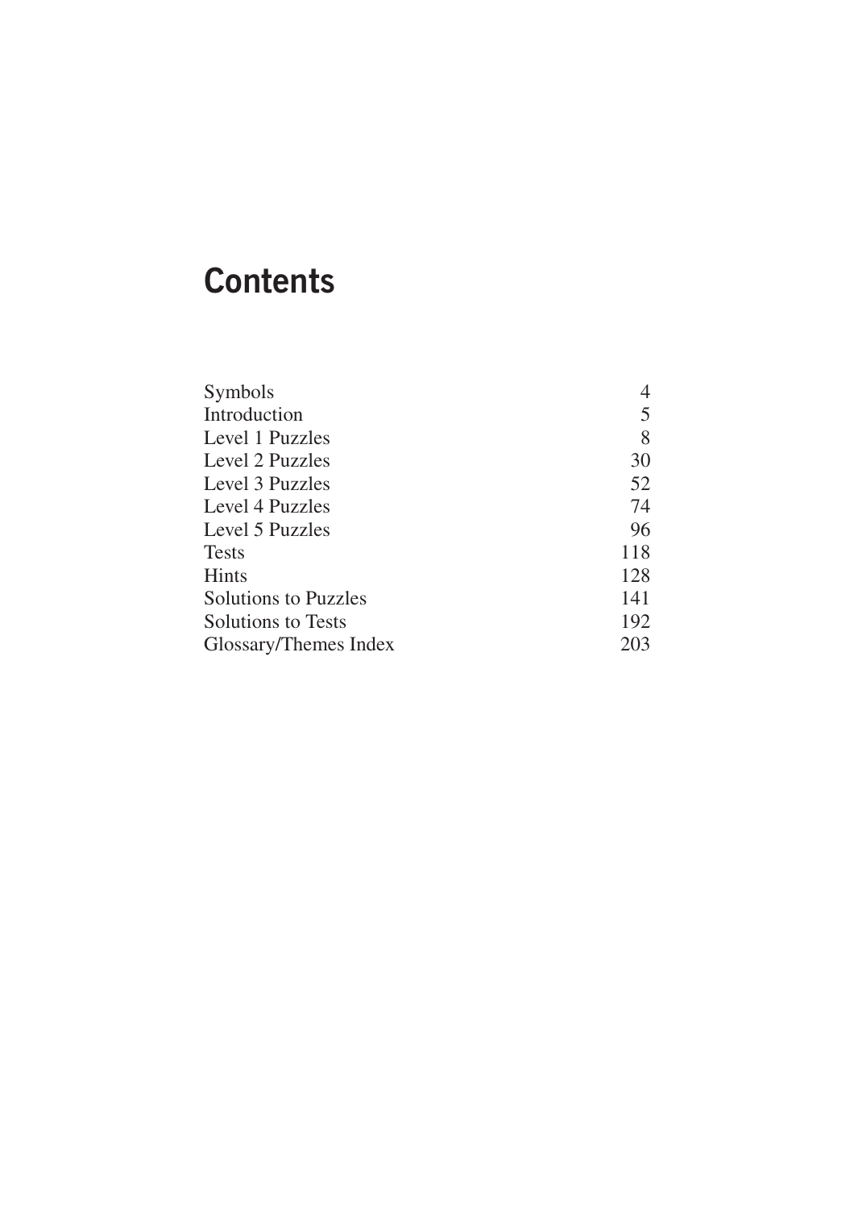# Contents

| | |
|---|---|
| Symbols | 4 |
| Introduction | 5 |
| Level 1 Puzzles | 8 |
| Level 2 Puzzles | 30 |
| Level 3 Puzzles | 52 |
| Level 4 Puzzles | 74 |
| Level 5 Puzzles | 96 |
| Tests | 118 |
| Hints | 128 |
| Solutions to Puzzles | 141 |
| Solutions to Tests | 192 |
| Glossary/Themes Index | 203 |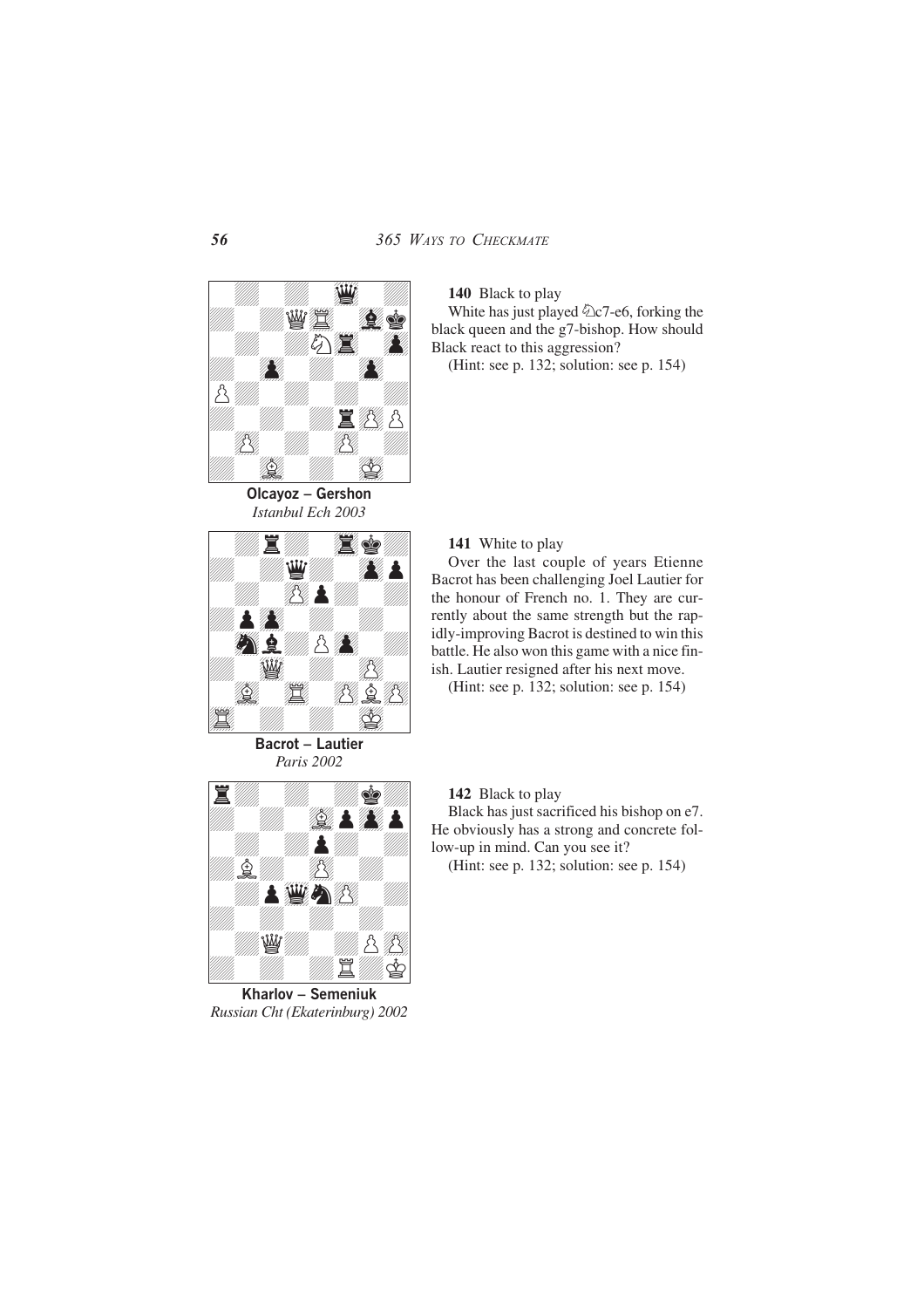**Olcayoz – Gershon**
*Istanbul Ech 2003*

**140** Black to play

White has just played ♘c7-e6, forking the black queen and the g7-bishop. How should Black react to this aggression?

(Hint: see p. 132; solution: see p. 154)

**Bacrot – Lautier**
*Paris 2002*

**141** White to play

Over the last couple of years Etienne Bacrot has been challenging Joel Lautier for the honour of French no. 1. They are currently about the same strength but the rapidly-improving Bacrot is destined to win this battle. He also won this game with a nice finish. Lautier resigned after his next move.

(Hint: see p. 132; solution: see p. 154)

**Kharlov – Semeniuk**
*Russian Cht (Ekaterinburg) 2002*

**142** Black to play

Black has just sacrificed his bishop on e7. He obviously has a strong and concrete follow-up in mind. Can you see it?

(Hint: see p. 132; solution: see p. 154)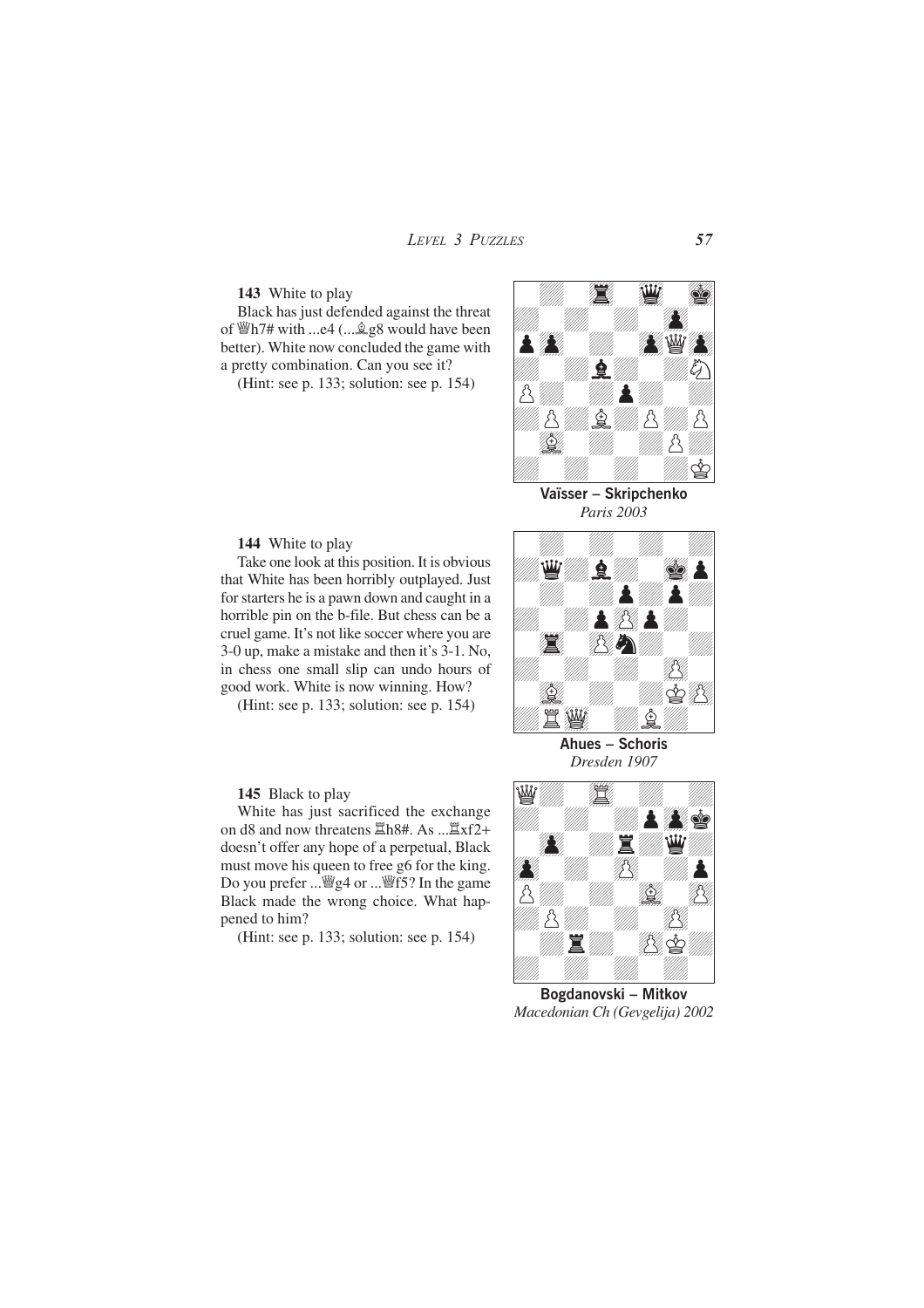**143** White to play

Black has just defended against the threat of ♕h7# with ...e4 (...♗g8 would have been better). White now concluded the game with a pretty combination. Can you see it?

(Hint: see p. 133; solution: see p. 154)

**Vaïsser – Skripchenko**
*Paris 2003*

**144** White to play

Take one look at this position. It is obvious that White has been horribly outplayed. Just for starters he is a pawn down and caught in a horrible pin on the b-file. But chess can be a cruel game. It's not like soccer where you are 3-0 up, make a mistake and then it's 3-1. No, in chess one small slip can undo hours of good work. White is now winning. How?

(Hint: see p. 133; solution: see p. 154)

**Ahues – Schoris**
*Dresden 1907*

**145** Black to play

White has just sacrificed the exchange on d8 and now threatens ♖h8#. As ...♖xf2+ doesn't offer any hope of a perpetual, Black must move his queen to free g6 for the king. Do you prefer ...♕g4 or ...♕f5? In the game Black made the wrong choice. What happened to him?

(Hint: see p. 133; solution: see p. 154)

**Bogdanovski – Mitkov**
*Macedonian Ch (Gevgelija) 2002*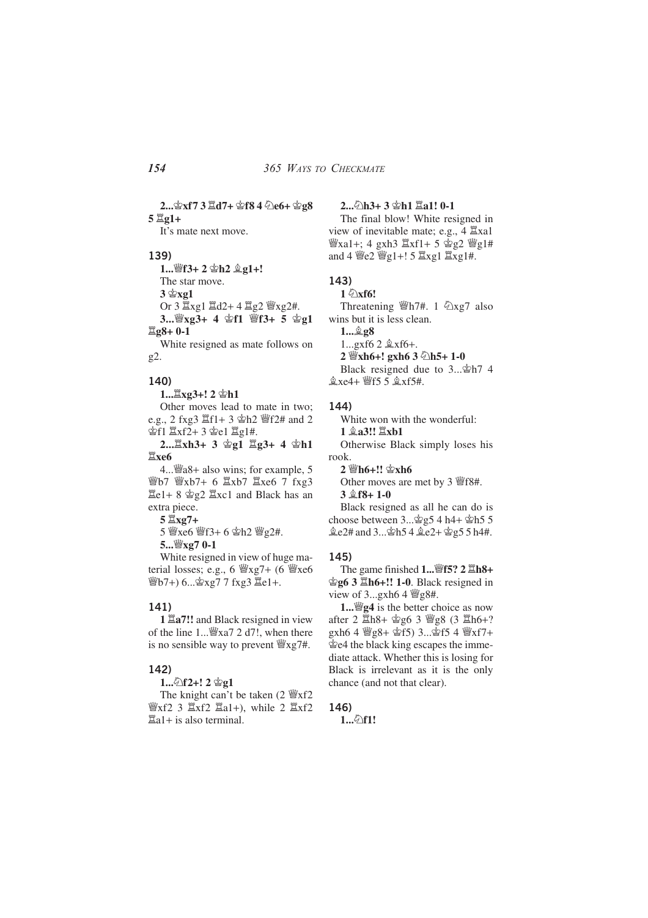**2...♔xf7 3 ♖d7+ ♔f8 4 ♘e6+ ♔g8 5 ♖g1+**

It's mate next move.

## 139)

**1...♕f3+ 2 ♔h2 ♗g1+!**

The star move.

**3 ♔xg1**

Or 3 ♖xg1 ♖d2+ 4 ♖g2 ♕xg2#.

**3...♕xg3+ 4 ♔f1 ♕f3+ 5 ♔g1 ♖g8+ 0-1**

White resigned as mate follows on g2.

## 140)

**1...♖xg3+! 2 ♔h1**

Other moves lead to mate in two; e.g., 2 fxg3 ♖f1+ 3 ♔h2 ♕f2# and 2 ♔f1 ♖xf2+ 3 ♔e1 ♖g1#.

**2...♖xh3+ 3 ♔g1 ♖g3+ 4 ♔h1 ♖xe6**

4...♕a8+ also wins; for example, 5 ♕b7 ♕xb7+ 6 ♖xb7 ♖xe6 7 fxg3 ♖e1+ 8 ♔g2 ♖xc1 and Black has an extra piece.

**5 ♖xg7+**

5 ♕xe6 ♕f3+ 6 ♔h2 ♕g2#.

**5...♕xg7 0-1**

White resigned in view of huge material losses; e.g., 6 ♕xg7+ (6 ♕xe6 ♕b7+) 6...♔xg7 7 fxg3 ♖e1+.

## 141)

**1 ♖a7!!** and Black resigned in view of the line 1...♕xa7 2 d7!, when there is no sensible way to prevent ♕xg7#.

## 142)

**1...♘f2+! 2 ♔g1**

The knight can't be taken (2 ♕xf2 ♕xf2 3 ♖xf2 ♖a1+), while 2 ♖xf2 ♖a1+ is also terminal.

**2...♘h3+ 3 ♔h1 ♖a1! 0-1**

The final blow! White resigned in view of inevitable mate; e.g., 4 ♖xa1 ♕xa1+; 4 gxh3 ♖xf1+ 5 ♔g2 ♕g1# and 4 ♕e2 ♕g1+! 5 ♖xg1 ♖xg1#.

## 143)

**1 ♘xf6!**

Threatening ♕h7#. 1 ♘xg7 also wins but it is less clean.

**1...♗g8**

1...gxf6 2 ♗xf6+.

**2 ♕xh6+! gxh6 3 ♘h5+ 1-0**

Black resigned due to 3...♔h7 4 ♗xe4+ ♕f5 5 ♗xf5#.

## 144)

White won with the wonderful:

**1 ♗a3!! ♖xb1**

Otherwise Black simply loses his rook.

**2 ♕h6+!! ♔xh6**

Other moves are met by 3 ♕f8#.

**3 ♗f8+ 1-0**

Black resigned as all he can do is choose between 3...♔g5 4 h4+ ♔h5 5 ♗e2# and 3...♔h5 4 ♗e2+ ♔g5 5 h4#.

## 145)

The game finished **1...♕f5? 2 ♖h8+ ♔g6 3 ♖h6+!! 1-0**. Black resigned in view of 3...gxh6 4 ♕g8#.

**1...♕g4** is the better choice as now after 2 ♖h8+ ♔g6 3 ♕g8 (3 ♖h6+? gxh6 4 ♕g8+ ♔f5) 3...♔f5 4 ♕xf7+ ♔e4 the black king escapes the immediate attack. Whether this is losing for Black is irrelevant as it is the only chance (and not that clear).

## 146)

**1...♘f1!**